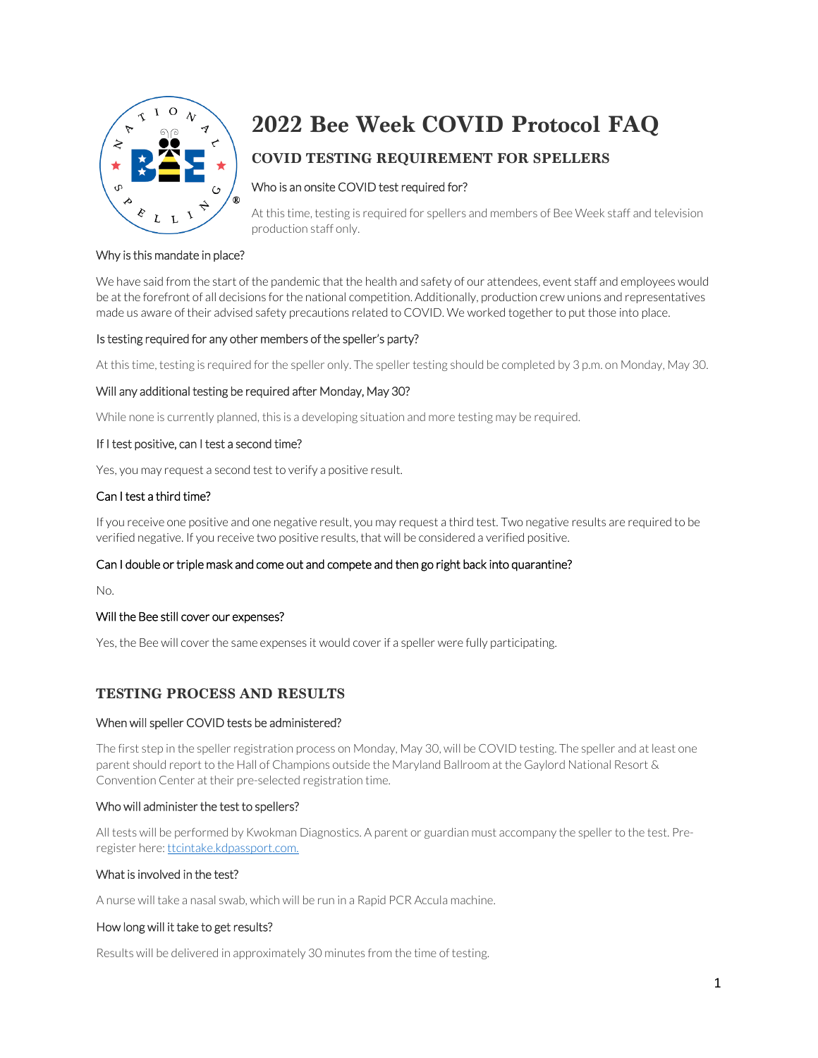# 2022 Bee Week COVID Protocol FAQ

## COVID TESTING REQUIREMENT FOR SPELLERS

### Who is an onsite COVID test required for?

At this time, testing is required for spellers and members of Bee Week staff and television production staff only.

### Why is this mandate in place?

We have said from the start of the pandemic that the health and safety of our attendees, event staff and employees would be at the forefront of all decisions for the national competition. Additionally, production crew unions and representatives made us aware of their advised safety precautions related to COVID. We worked together to put those into place.

### Is testing required for any other members of the speller's party?

At this time, testing is required for the speller only. The speller testing should be completed by 3 p.m. on Monday, May 30.

### Will any additional testing be required after Monday, May 30?

While none is currently planned, this is a developing situation and more testing may be required.

### If I test positive, can I test a second time?

Yes, you may request a second test to verify a positive result.

### Can I test a third time?

If you receive one positive and one negative result, you may request a third test. Two negative results are required to be verified negative. If you receive two positive results, that will be considered a verified positive.

### Can I double or triple mask and come out and compete and then go right back into quarantine?

No.

### Will the Bee still cover our expenses?

Yes, the Bee will cover the same expenses it would cover if a speller were fully participating.

## TESTING PROCESS AND RESULTS

### When will speller COVID tests be administered?

The first step in the speller registration process on Monday, May 30, will be COVID testing. The speller and at least one parent should report to the Hall of Champions outside the Maryland Ballroom at the Gaylord National Resort & Convention Center at their pre-selected registration time.

### Who will administer the test to spellers?

All tests will be performed by Kwokman Diagnostics. A parent or guardian must accompany the speller to the test. Pre-register here: ttcintake.kdpassport.com.

### What is involved in the test?

A nurse will take a nasal swab, which will be run in a Rapid PCR Accula machine.

### How long will it take to get results?

Results will be delivered in approximately 30 minutes from the time of testing.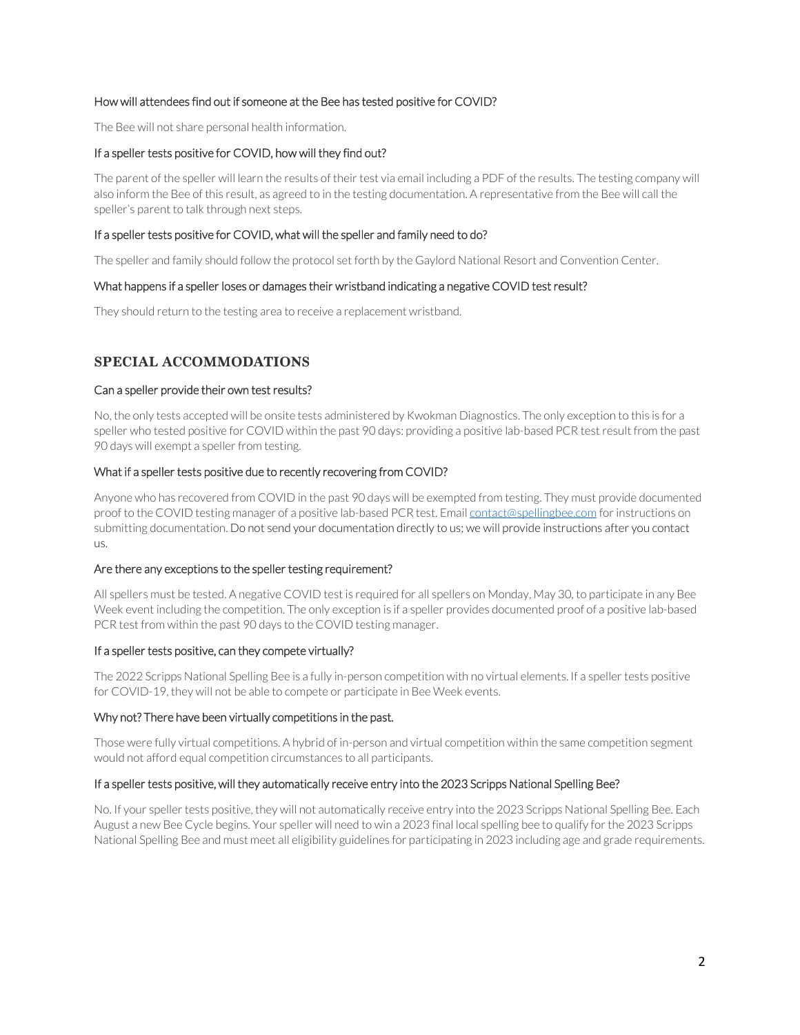### How will attendees find out if someone at the Bee has tested positive for COVID?

The Bee will not share personal health information.

### If a speller tests positive for COVID, how will they find out?

The parent of the speller will learn the results of their test via email including a PDF of the results. The testing company will also inform the Bee of this result, as agreed to in the testing documentation. A representative from the Bee will call the speller's parent to talk through next steps.

### If a speller tests positive for COVID, what will the speller and family need to do?

The speller and family should follow the protocol set forth by the Gaylord National Resort and Convention Center.

### What happens if a speller loses or damages their wristband indicating a negative COVID test result?

They should return to the testing area to receive a replacement wristband.

## SPECIAL ACCOMMODATIONS

### Can a speller provide their own test results?

No, the only tests accepted will be onsite tests administered by Kwokman Diagnostics. The only exception to this is for a speller who tested positive for COVID within the past 90 days: providing a positive lab-based PCR test result from the past 90 days will exempt a speller from testing.

### What if a speller tests positive due to recently recovering from COVID?

Anyone who has recovered from COVID in the past 90 days will be exempted from testing. They must provide documented proof to the COVID testing manager of a positive lab-based PCR test. Email contact@spellingbee.com for instructions on submitting documentation. Do not send your documentation directly to us; we will provide instructions after you contact us.

### Are there any exceptions to the speller testing requirement?

All spellers must be tested. A negative COVID test is required for all spellers on Monday, May 30, to participate in any Bee Week event including the competition. The only exception is if a speller provides documented proof of a positive lab-based PCR test from within the past 90 days to the COVID testing manager.

### If a speller tests positive, can they compete virtually?

The 2022 Scripps National Spelling Bee is a fully in-person competition with no virtual elements. If a speller tests positive for COVID-19, they will not be able to compete or participate in Bee Week events.

### Why not? There have been virtually competitions in the past.

Those were fully virtual competitions. A hybrid of in-person and virtual competition within the same competition segment would not afford equal competition circumstances to all participants.

### If a speller tests positive, will they automatically receive entry into the 2023 Scripps National Spelling Bee?

No. If your speller tests positive, they will not automatically receive entry into the 2023 Scripps National Spelling Bee. Each August a new Bee Cycle begins. Your speller will need to win a 2023 final local spelling bee to qualify for the 2023 Scripps National Spelling Bee and must meet all eligibility guidelines for participating in 2023 including age and grade requirements.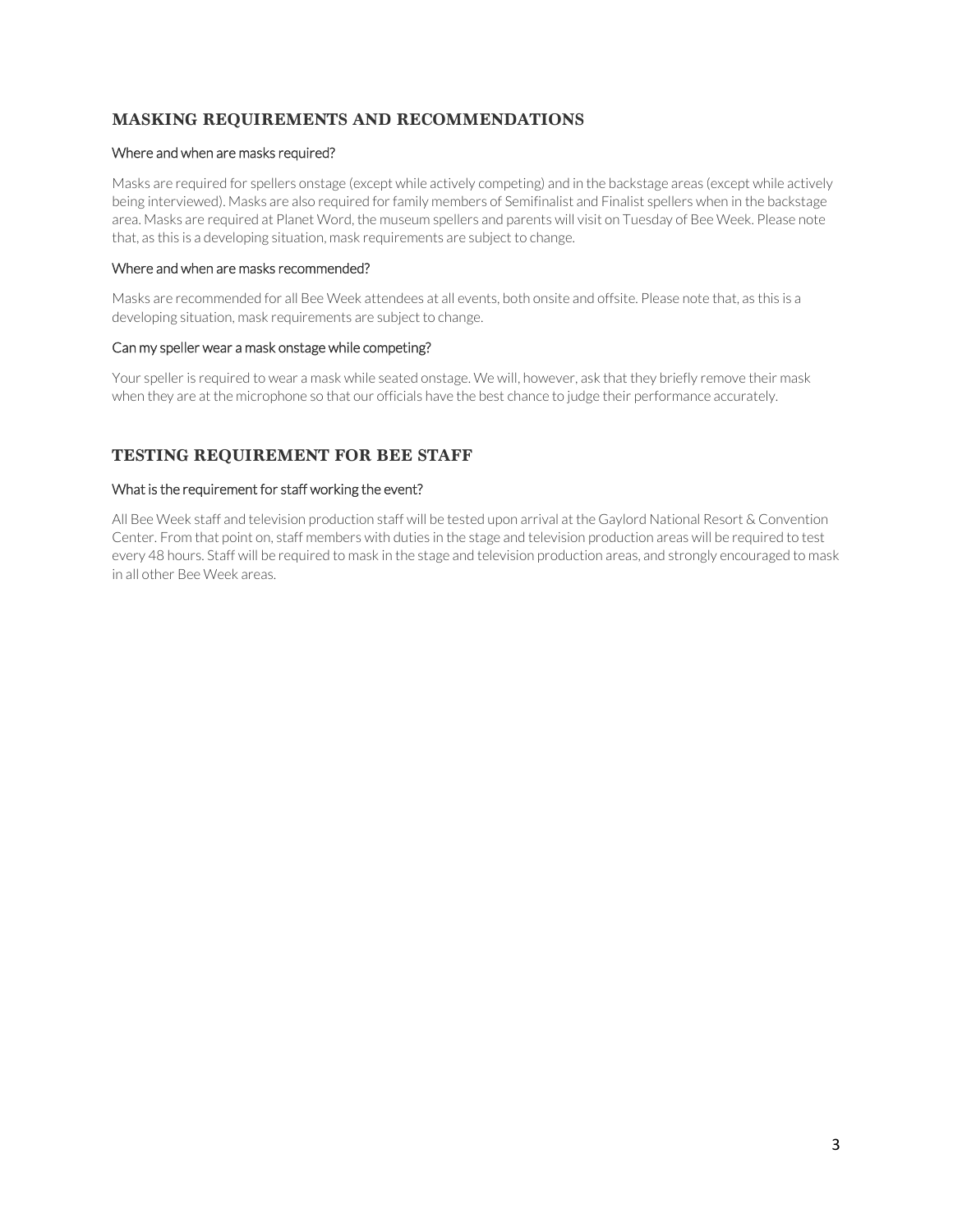## MASKING REQUIREMENTS AND RECOMMENDATIONS

### Where and when are masks required?

Masks are required for spellers onstage (except while actively competing) and in the backstage areas (except while actively being interviewed). Masks are also required for family members of Semifinalist and Finalist spellers when in the backstage area. Masks are required at Planet Word, the museum spellers and parents will visit on Tuesday of Bee Week. Please note that, as this is a developing situation, mask requirements are subject to change.

### Where and when are masks recommended?

Masks are recommended for all Bee Week attendees at all events, both onsite and offsite. Please note that, as this is a developing situation, mask requirements are subject to change.

### Can my speller wear a mask onstage while competing?

Your speller is required to wear a mask while seated onstage. We will, however, ask that they briefly remove their mask when they are at the microphone so that our officials have the best chance to judge their performance accurately.

## TESTING REQUIREMENT FOR BEE STAFF

### What is the requirement for staff working the event?

All Bee Week staff and television production staff will be tested upon arrival at the Gaylord National Resort & Convention Center. From that point on, staff members with duties in the stage and television production areas will be required to test every 48 hours. Staff will be required to mask in the stage and television production areas, and strongly encouraged to mask in all other Bee Week areas.